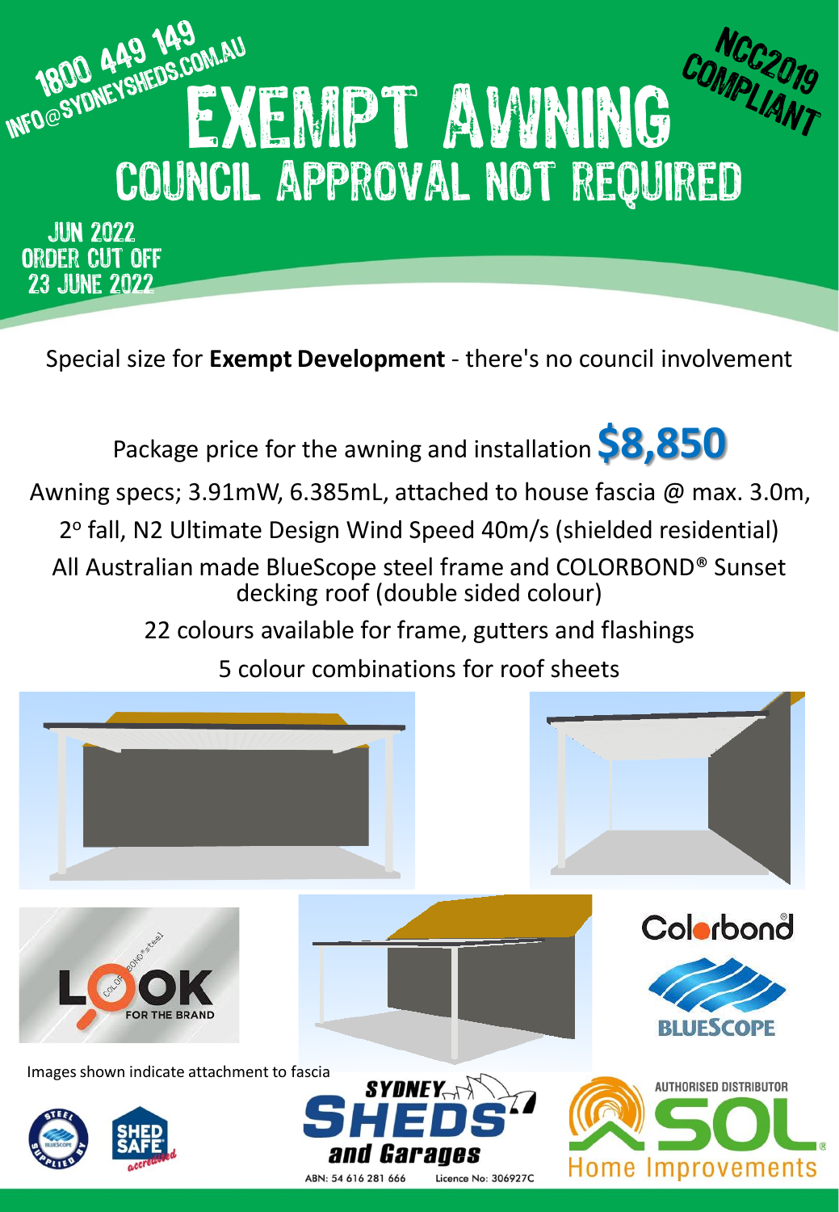1800 449 149
INFO@SYDNEYSHEDS.COM.AU

NCC2019 COMPLIANT

# EXEMPT AWNING

## COUNCIL APPROVAL NOT REQUIRED

JUN 2022
ORDER CUT OFF
23 JUNE 2022

Special size for **Exempt Development** - there's no council involvement

Package price for the awning and installation **$8,850**

Awning specs; 3.91mW, 6.385mL, attached to house fascia @ max. 3.0m, 2° fall, N2 Ultimate Design Wind Speed 40m/s (shielded residential)

All Australian made BlueScope steel frame and COLORBOND® Sunset decking roof (double sided colour)

22 colours available for frame, gutters and flashings

5 colour combinations for roof sheets

Images shown indicate attachment to fascia

SYDNEY SHEDS and Garages

ABN: 54 616 281 666 Licence No: 306927C

AUTHORISED DISTRIBUTOR SOL Home Improvements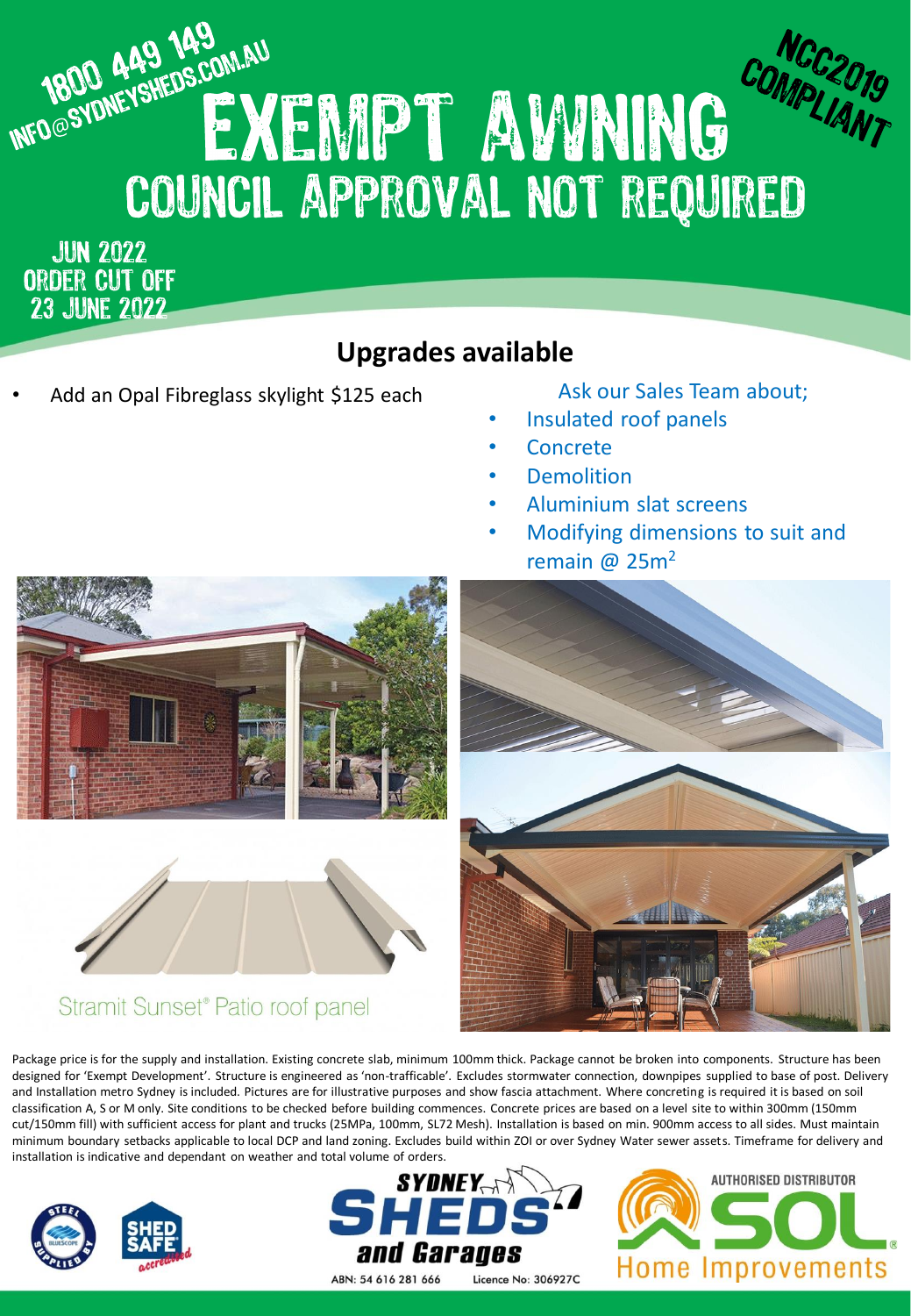1800 449 149
INFO@SYDNEYSHEDS.COM.AU

# EXEMPT AWNING

NCC2019 COMPLIANT

## COUNCIL APPROVAL NOT REQUIRED

JUN 2022
ORDER CUT OFF
23 JUNE 2022

## Upgrades available

- Add an Opal Fibreglass skylight $125 each

Ask our Sales Team about;

- Insulated roof panels
- Concrete
- Demolition
- Aluminium slat screens
- Modifying dimensions to suit and remain @ 25m$^2$

Stramit Sunset® Patio roof panel

Package price is for the supply and installation. Existing concrete slab, minimum 100mm thick. Package cannot be broken into components. Structure has been designed for 'Exempt Development'. Structure is engineered as 'non-trafficable'. Excludes stormwater connection, downpipes supplied to base of post. Delivery and Installation metro Sydney is included. Pictures are for illustrative purposes and show fascia attachment. Where concreting is required it is based on soil classification A, S or M only. Site conditions to be checked before building commences. Concrete prices are based on a level site to within 300mm (150mm cut/150mm fill) with sufficient access for plant and trucks (25MPa, 100mm, SL72 Mesh). Installation is based on min. 900mm access to all sides. Must maintain minimum boundary setbacks applicable to local DCP and land zoning. Excludes build within ZOI or over Sydney Water sewer assets. Timeframe for delivery and installation is indicative and dependant on weather and total volume of orders.

SYDNEY SHEDS and Garages

ABN: 54 616 281 666 Licence No: 306927C

AUTHORISED DISTRIBUTOR SOL Home Improvements